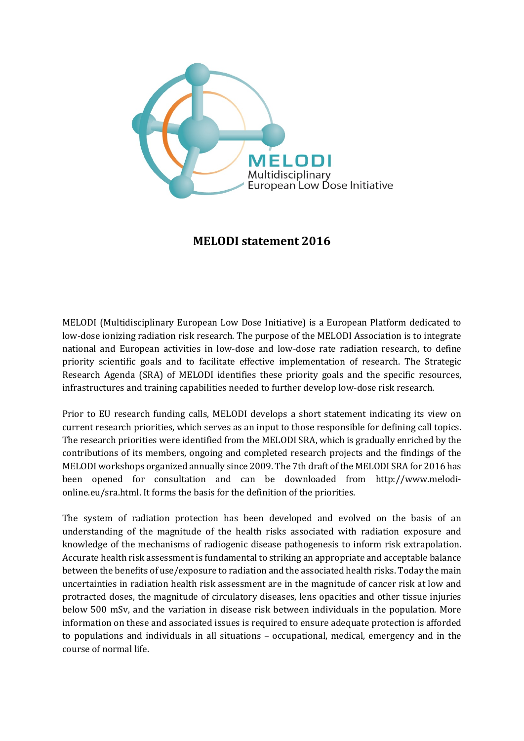# MELODI statement 2016

MELODI (Multidisciplinary European Low Dose Initiative) is a European Platform dedicated to low-dose ionizing radiation risk research. The purpose of the MELODI Association is to integrate national and European activities in low-dose and low-dose rate radiation research, to define priority scientific goals and to facilitate effective implementation of research. The Strategic Research Agenda (SRA) of MELODI identifies these priority goals and the specific resources, infrastructures and training capabilities needed to further develop low-dose risk research.

Prior to EU research funding calls, MELODI develops a short statement indicating its view on current research priorities, which serves as an input to those responsible for defining call topics. The research priorities were identified from the MELODI SRA, which is gradually enriched by the contributions of its members, ongoing and completed research projects and the findings of the MELODI workshops organized annually since 2009. The 7th draft of the MELODI SRA for 2016 has been opened for consultation and can be downloaded from http://www.melodi-online.eu/sra.html. It forms the basis for the definition of the priorities.

The system of radiation protection has been developed and evolved on the basis of an understanding of the magnitude of the health risks associated with radiation exposure and knowledge of the mechanisms of radiogenic disease pathogenesis to inform risk extrapolation. Accurate health risk assessment is fundamental to striking an appropriate and acceptable balance between the benefits of use/exposure to radiation and the associated health risks. Today the main uncertainties in radiation health risk assessment are in the magnitude of cancer risk at low and protracted doses, the magnitude of circulatory diseases, lens opacities and other tissue injuries below 500 mSv, and the variation in disease risk between individuals in the population. More information on these and associated issues is required to ensure adequate protection is afforded to populations and individuals in all situations – occupational, medical, emergency and in the course of normal life.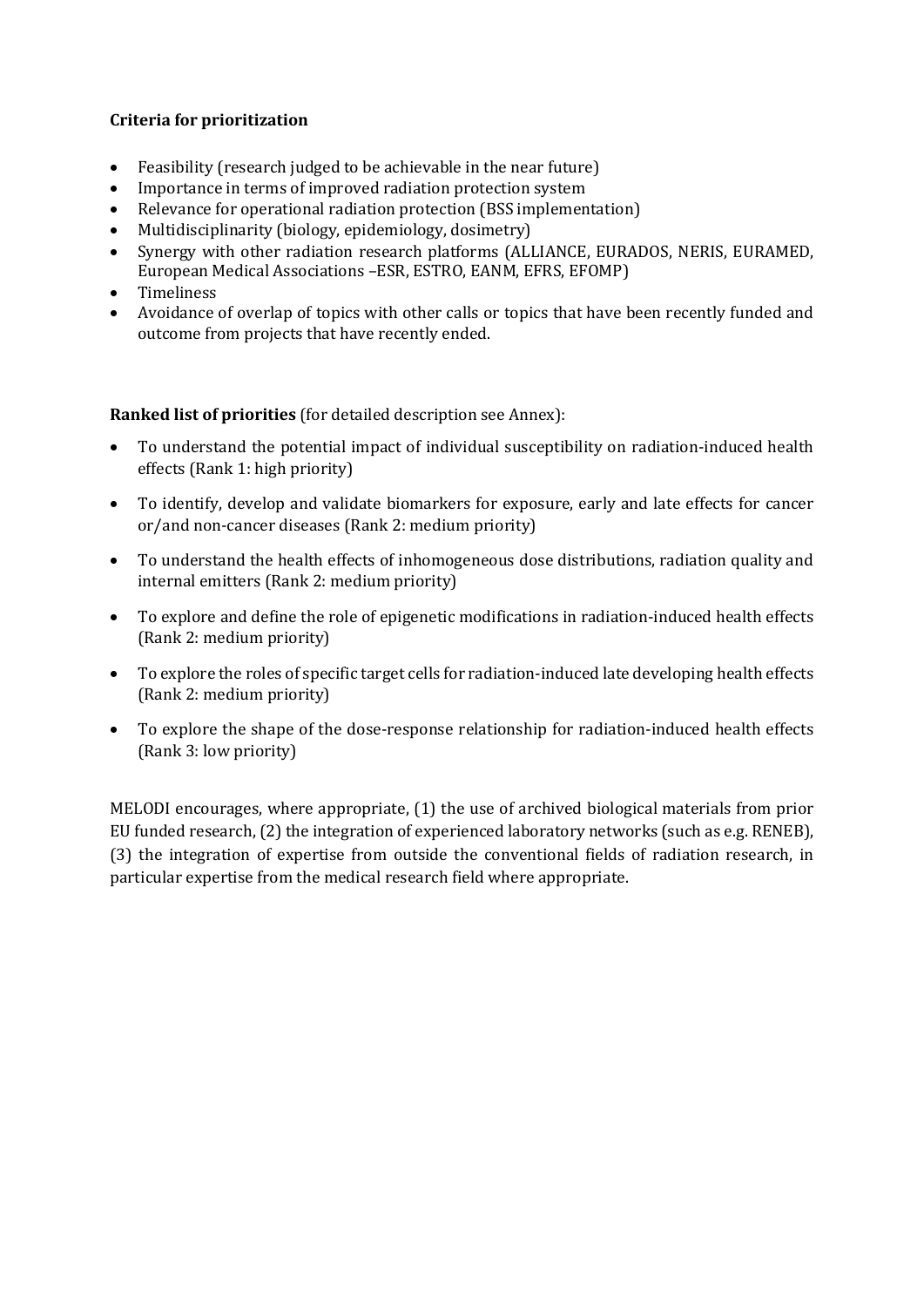**Criteria for prioritization**

- Feasibility (research judged to be achievable in the near future)
- Importance in terms of improved radiation protection system
- Relevance for operational radiation protection (BSS implementation)
- Multidisciplinarity (biology, epidemiology, dosimetry)
- Synergy with other radiation research platforms (ALLIANCE, EURADOS, NERIS, EURAMED, European Medical Associations –ESR, ESTRO, EANM, EFRS, EFOMP)
- Timeliness
- Avoidance of overlap of topics with other calls or topics that have been recently funded and outcome from projects that have recently ended.

**Ranked list of priorities** (for detailed description see Annex):

- To understand the potential impact of individual susceptibility on radiation-induced health effects (Rank 1: high priority)
- To identify, develop and validate biomarkers for exposure, early and late effects for cancer or/and non-cancer diseases (Rank 2: medium priority)
- To understand the health effects of inhomogeneous dose distributions, radiation quality and internal emitters (Rank 2: medium priority)
- To explore and define the role of epigenetic modifications in radiation-induced health effects (Rank 2: medium priority)
- To explore the roles of specific target cells for radiation-induced late developing health effects (Rank 2: medium priority)
- To explore the shape of the dose-response relationship for radiation-induced health effects (Rank 3: low priority)

MELODI encourages, where appropriate, (1) the use of archived biological materials from prior EU funded research, (2) the integration of experienced laboratory networks (such as e.g. RENEB), (3) the integration of expertise from outside the conventional fields of radiation research, in particular expertise from the medical research field where appropriate.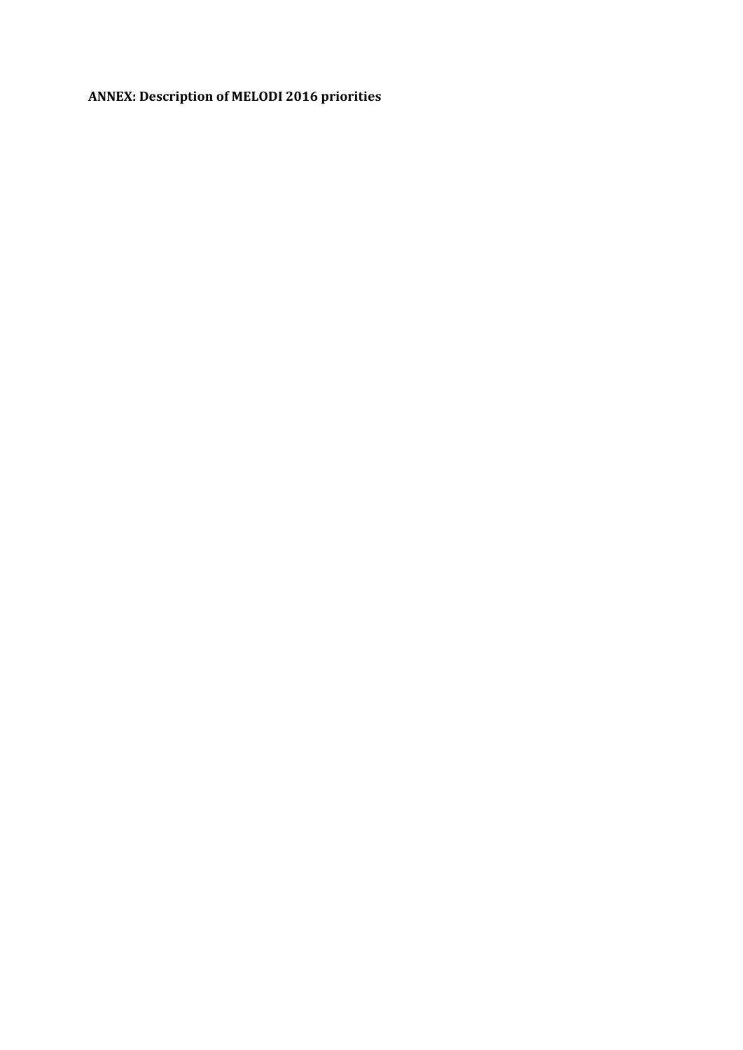**ANNEX: Description of MELODI 2016 priorities**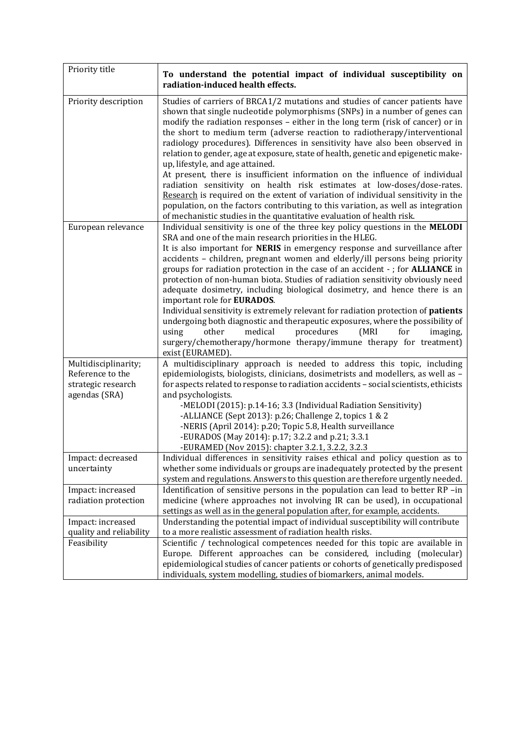| Priority title | **To understand the potential impact of individual susceptibility on radiation-induced health effects.** |
| --- | --- |
| Priority description | Studies of carriers of BRCA1/2 mutations and studies of cancer patients have shown that single nucleotide polymorphisms (SNPs) in a number of genes can modify the radiation responses – either in the long term (risk of cancer) or in the short to medium term (adverse reaction to radiotherapy/interventional radiology procedures). Differences in sensitivity have also been observed in relation to gender, age at exposure, state of health, genetic and epigenetic make-up, lifestyle, and age attained.<br>At present, there is insufficient information on the influence of individual radiation sensitivity on health risk estimates at low-doses/dose-rates. Research is required on the extent of variation of individual sensitivity in the population, on the factors contributing to this variation, as well as integration of mechanistic studies in the quantitative evaluation of health risk. |
| European relevance | Individual sensitivity is one of the three key policy questions in the **MELODI** SRA and one of the main research priorities in the HLEG.<br>It is also important for **NERIS** in emergency response and surveillance after accidents – children, pregnant women and elderly/ill persons being priority groups for radiation protection in the case of an accident - ; for **ALLIANCE** in protection of non-human biota. Studies of radiation sensitivity obviously need adequate dosimetry, including biological dosimetry, and hence there is an important role for **EURADOS**.<br>Individual sensitivity is extremely relevant for radiation protection of **patients** undergoing both diagnostic and therapeutic exposures, where the possibility of using other medical procedures (MRI for imaging, surgery/chemotherapy/hormone therapy/immune therapy for treatment) exist (EURAMED). |
| Multidisciplinarity; Reference to the strategic research agendas (SRA) | A multidisciplinary approach is needed to address this topic, including epidemiologists, biologists, clinicians, dosimetrists and modellers, as well as – for aspects related to response to radiation accidents – social scientists, ethicists and psychologists.<br>-MELODI (2015): p.14-16; 3.3 (Individual Radiation Sensitivity)<br>-ALLIANCE (Sept 2013): p.26; Challenge 2, topics 1 & 2<br>-NERIS (April 2014): p.20; Topic 5.8, Health surveillance<br>-EURADOS (May 2014): p.17; 3.2.2 and p.21; 3.3.1<br>-EURAMED (Nov 2015): chapter 3.2.1, 3.2.2, 3.2.3 |
| Impact: decreased uncertainty | Individual differences in sensitivity raises ethical and policy question as to whether some individuals or groups are inadequately protected by the present system and regulations. Answers to this question are therefore urgently needed. |
| Impact: increased radiation protection | Identification of sensitive persons in the population can lead to better RP –in medicine (where approaches not involving IR can be used), in occupational settings as well as in the general population after, for example, accidents. |
| Impact: increased quality and reliability | Understanding the potential impact of individual susceptibility will contribute to a more realistic assessment of radiation health risks. |
| Feasibility | Scientific / technological competences needed for this topic are available in Europe. Different approaches can be considered, including (molecular) epidemiological studies of cancer patients or cohorts of genetically predisposed individuals, system modelling, studies of biomarkers, animal models. |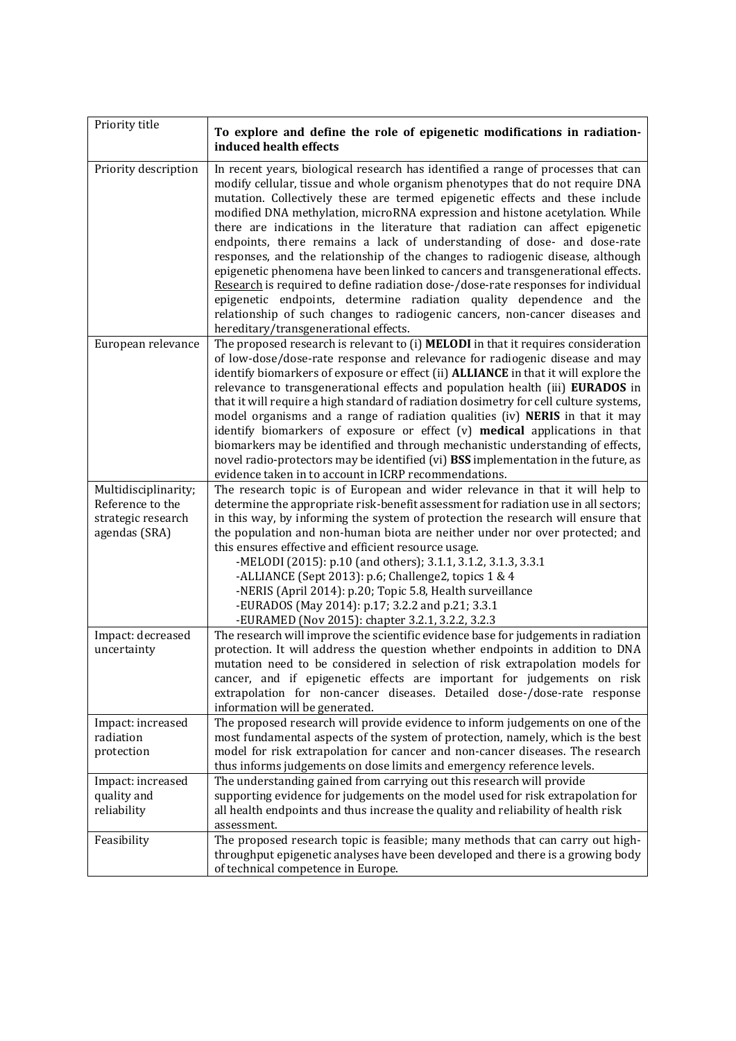| Priority title | **To explore and define the role of epigenetic modifications in radiation-induced health effects** |
|---|---|
| Priority description | In recent years, biological research has identified a range of processes that can modify cellular, tissue and whole organism phenotypes that do not require DNA mutation. Collectively these are termed epigenetic effects and these include modified DNA methylation, microRNA expression and histone acetylation. While there are indications in the literature that radiation can affect epigenetic endpoints, there remains a lack of understanding of dose- and dose-rate responses, and the relationship of the changes to radiogenic disease, although epigenetic phenomena have been linked to cancers and transgenerational effects. Research is required to define radiation dose-/dose-rate responses for individual epigenetic endpoints, determine radiation quality dependence and the relationship of such changes to radiogenic cancers, non-cancer diseases and hereditary/transgenerational effects. |
| European relevance | The proposed research is relevant to (i) **MELODI** in that it requires consideration of low-dose/dose-rate response and relevance for radiogenic disease and may identify biomarkers of exposure or effect (ii) **ALLIANCE** in that it will explore the relevance to transgenerational effects and population health (iii) **EURADOS** in that it will require a high standard of radiation dosimetry for cell culture systems, model organisms and a range of radiation qualities (iv) **NERIS** in that it may identify biomarkers of exposure or effect (v) **medical** applications in that biomarkers may be identified and through mechanistic understanding of effects, novel radio-protectors may be identified (vi) **BSS** implementation in the future, as evidence taken in to account in ICRP recommendations. |
| Multidisciplinarity; Reference to the strategic research agendas (SRA) | The research topic is of European and wider relevance in that it will help to determine the appropriate risk-benefit assessment for radiation use in all sectors; in this way, by informing the system of protection the research will ensure that the population and non-human biota are neither under nor over protected; and this ensures effective and efficient resource usage.<br>-MELODI (2015): p.10 (and others); 3.1.1, 3.1.2, 3.1.3, 3.3.1<br>-ALLIANCE (Sept 2013): p.6; Challenge2, topics 1 & 4<br>-NERIS (April 2014): p.20; Topic 5.8, Health surveillance<br>-EURADOS (May 2014): p.17; 3.2.2 and p.21; 3.3.1<br>-EURAMED (Nov 2015): chapter 3.2.1, 3.2.2, 3.2.3 |
| Impact: decreased uncertainty | The research will improve the scientific evidence base for judgements in radiation protection. It will address the question whether endpoints in addition to DNA mutation need to be considered in selection of risk extrapolation models for cancer, and if epigenetic effects are important for judgements on risk extrapolation for non-cancer diseases. Detailed dose-/dose-rate response information will be generated. |
| Impact: increased radiation protection | The proposed research will provide evidence to inform judgements on one of the most fundamental aspects of the system of protection, namely, which is the best model for risk extrapolation for cancer and non-cancer diseases. The research thus informs judgements on dose limits and emergency reference levels. |
| Impact: increased quality and reliability | The understanding gained from carrying out this research will provide supporting evidence for judgements on the model used for risk extrapolation for all health endpoints and thus increase the quality and reliability of health risk assessment. |
| Feasibility | The proposed research topic is feasible; many methods that can carry out high-throughput epigenetic analyses have been developed and there is a growing body of technical competence in Europe. |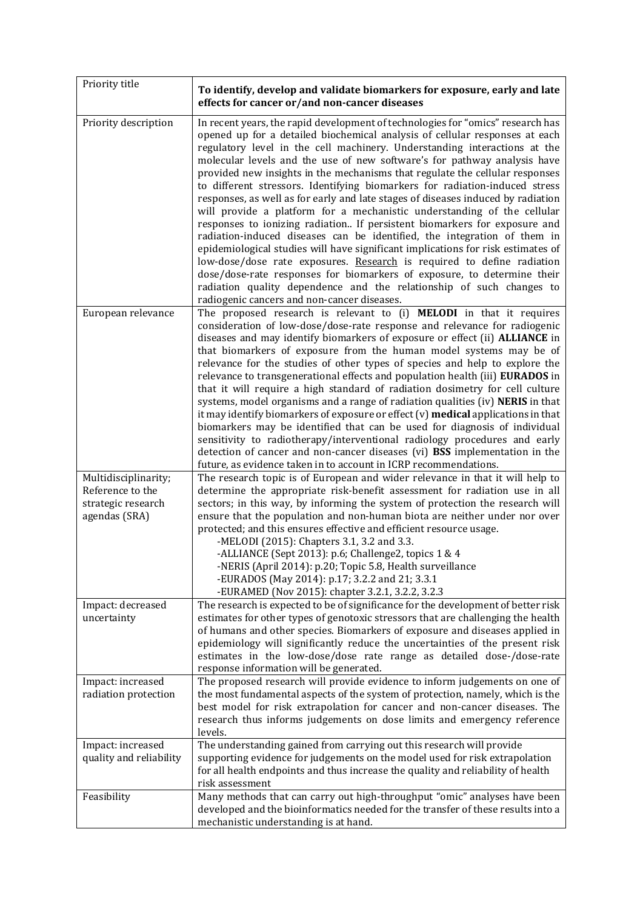| Priority title | **To identify, develop and validate biomarkers for exposure, early and late effects for cancer or/and non-cancer diseases** |
|---|---|
| Priority description | In recent years, the rapid development of technologies for "omics" research has opened up for a detailed biochemical analysis of cellular responses at each regulatory level in the cell machinery. Understanding interactions at the molecular levels and the use of new software's for pathway analysis have provided new insights in the mechanisms that regulate the cellular responses to different stressors. Identifying biomarkers for radiation-induced stress responses, as well as for early and late stages of diseases induced by radiation will provide a platform for a mechanistic understanding of the cellular responses to ionizing radiation.. If persistent biomarkers for exposure and radiation-induced diseases can be identified, the integration of them in epidemiological studies will have significant implications for risk estimates of low-dose/dose rate exposures. Research is required to define radiation dose/dose-rate responses for biomarkers of exposure, to determine their radiation quality dependence and the relationship of such changes to radiogenic cancers and non-cancer diseases. |
| European relevance | The proposed research is relevant to (i) **MELODI** in that it requires consideration of low-dose/dose-rate response and relevance for radiogenic diseases and may identify biomarkers of exposure or effect (ii) **ALLIANCE** in that biomarkers of exposure from the human model systems may be of relevance for the studies of other types of species and help to explore the relevance to transgenerational effects and population health (iii) **EURADOS** in that it will require a high standard of radiation dosimetry for cell culture systems, model organisms and a range of radiation qualities (iv) **NERIS** in that it may identify biomarkers of exposure or effect (v) **medical** applications in that biomarkers may be identified that can be used for diagnosis of individual sensitivity to radiotherapy/interventional radiology procedures and early detection of cancer and non-cancer diseases (vi) **BSS** implementation in the future, as evidence taken in to account in ICRP recommendations. |
| Multidisciplinarity; Reference to the strategic research agendas (SRA) | The research topic is of European and wider relevance in that it will help to determine the appropriate risk-benefit assessment for radiation use in all sectors; in this way, by informing the system of protection the research will ensure that the population and non-human biota are neither under nor over protected; and this ensures effective and efficient resource usage.<br>-MELODI (2015): Chapters 3.1, 3.2 and 3.3.<br>-ALLIANCE (Sept 2013): p.6; Challenge2, topics 1 & 4<br>-NERIS (April 2014): p.20; Topic 5.8, Health surveillance<br>-EURADOS (May 2014): p.17; 3.2.2 and 21; 3.3.1<br>-EURAMED (Nov 2015): chapter 3.2.1, 3.2.2, 3.2.3 |
| Impact: decreased uncertainty | The research is expected to be of significance for the development of better risk estimates for other types of genotoxic stressors that are challenging the health of humans and other species. Biomarkers of exposure and diseases applied in epidemiology will significantly reduce the uncertainties of the present risk estimates in the low-dose/dose rate range as detailed dose-/dose-rate response information will be generated. |
| Impact: increased radiation protection | The proposed research will provide evidence to inform judgements on one of the most fundamental aspects of the system of protection, namely, which is the best model for risk extrapolation for cancer and non-cancer diseases. The research thus informs judgements on dose limits and emergency reference levels. |
| Impact: increased quality and reliability | The understanding gained from carrying out this research will provide supporting evidence for judgements on the model used for risk extrapolation for all health endpoints and thus increase the quality and reliability of health risk assessment |
| Feasibility | Many methods that can carry out high-throughput "omic" analyses have been developed and the bioinformatics needed for the transfer of these results into a mechanistic understanding is at hand. |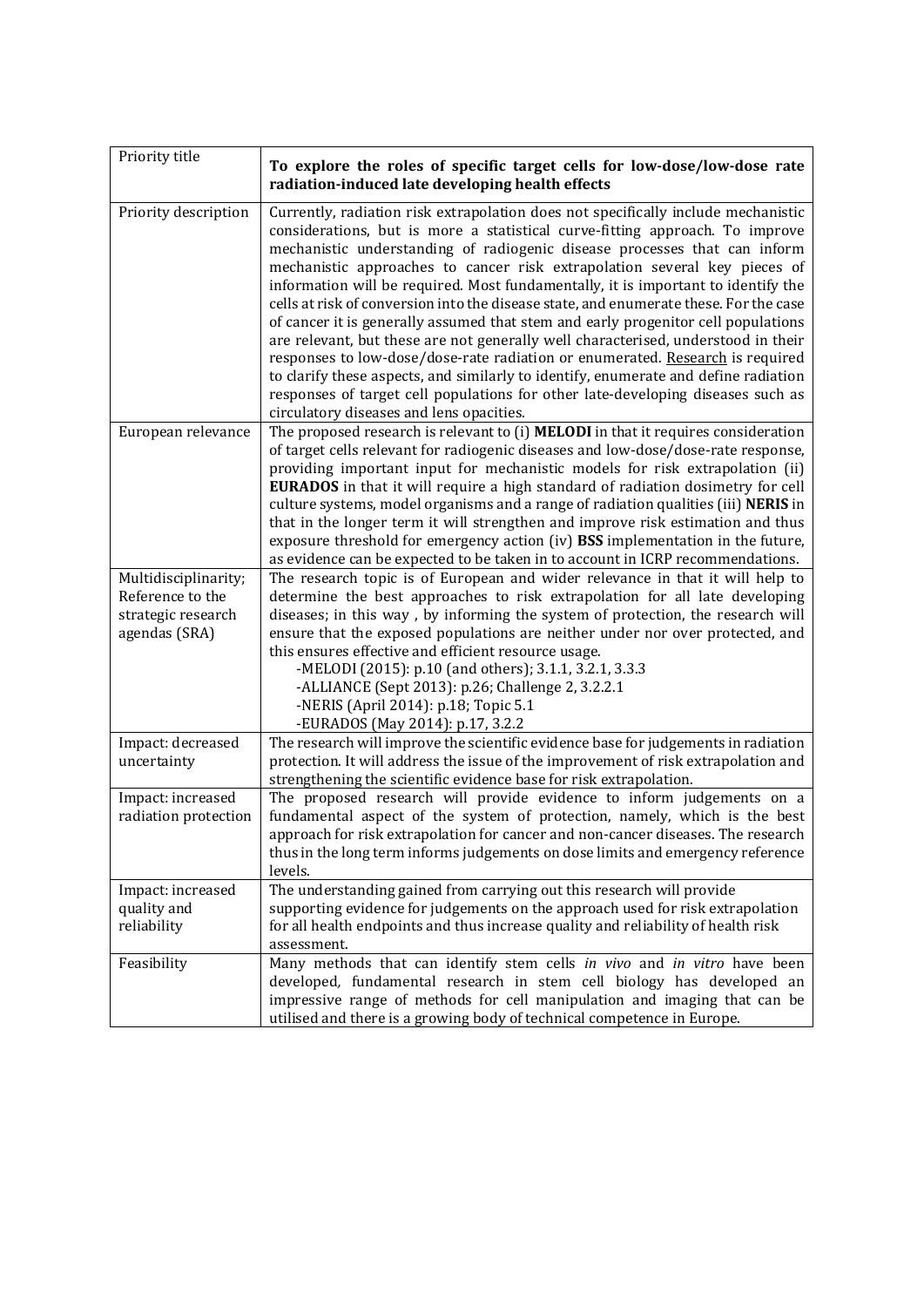| Priority title | **To explore the roles of specific target cells for low-dose/low-dose rate radiation-induced late developing health effects** |
|---|---|
| Priority description | Currently, radiation risk extrapolation does not specifically include mechanistic considerations, but is more a statistical curve-fitting approach. To improve mechanistic understanding of radiogenic disease processes that can inform mechanistic approaches to cancer risk extrapolation several key pieces of information will be required. Most fundamentally, it is important to identify the cells at risk of conversion into the disease state, and enumerate these. For the case of cancer it is generally assumed that stem and early progenitor cell populations are relevant, but these are not generally well characterised, understood in their responses to low-dose/dose-rate radiation or enumerated. Research is required to clarify these aspects, and similarly to identify, enumerate and define radiation responses of target cell populations for other late-developing diseases such as circulatory diseases and lens opacities. |
| European relevance | The proposed research is relevant to (i) **MELODI** in that it requires consideration of target cells relevant for radiogenic diseases and low-dose/dose-rate response, providing important input for mechanistic models for risk extrapolation (ii) **EURADOS** in that it will require a high standard of radiation dosimetry for cell culture systems, model organisms and a range of radiation qualities (iii) **NERIS** in that in the longer term it will strengthen and improve risk estimation and thus exposure threshold for emergency action (iv) **BSS** implementation in the future, as evidence can be expected to be taken in to account in ICRP recommendations. |
| Multidisciplinarity; Reference to the strategic research agendas (SRA) | The research topic is of European and wider relevance in that it will help to determine the best approaches to risk extrapolation for all late developing diseases; in this way , by informing the system of protection, the research will ensure that the exposed populations are neither under nor over protected, and this ensures effective and efficient resource usage.<br>-MELODI (2015): p.10 (and others); 3.1.1, 3.2.1, 3.3.3<br>-ALLIANCE (Sept 2013): p.26; Challenge 2, 3.2.2.1<br>-NERIS (April 2014): p.18; Topic 5.1<br>-EURADOS (May 2014): p.17, 3.2.2 |
| Impact: decreased uncertainty | The research will improve the scientific evidence base for judgements in radiation protection. It will address the issue of the improvement of risk extrapolation and strengthening the scientific evidence base for risk extrapolation. |
| Impact: increased radiation protection | The proposed research will provide evidence to inform judgements on a fundamental aspect of the system of protection, namely, which is the best approach for risk extrapolation for cancer and non-cancer diseases. The research thus in the long term informs judgements on dose limits and emergency reference levels. |
| Impact: increased quality and reliability | The understanding gained from carrying out this research will provide supporting evidence for judgements on the approach used for risk extrapolation for all health endpoints and thus increase quality and reliability of health risk assessment. |
| Feasibility | Many methods that can identify stem cells *in vivo* and *in vitro* have been developed, fundamental research in stem cell biology has developed an impressive range of methods for cell manipulation and imaging that can be utilised and there is a growing body of technical competence in Europe. |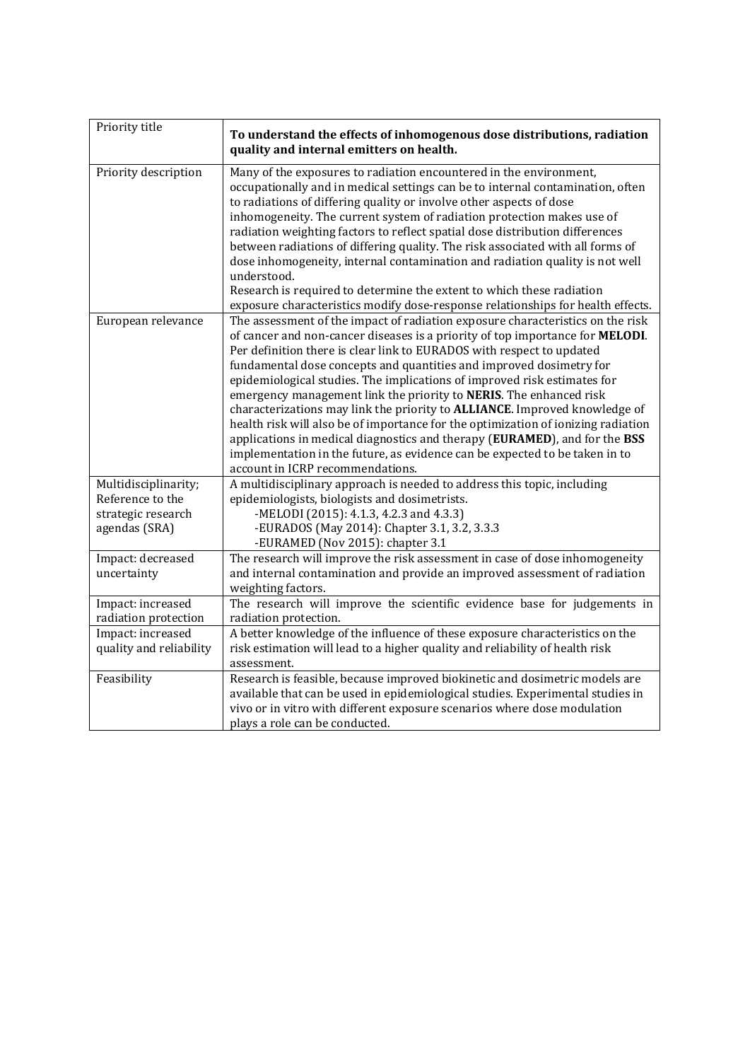| Priority title | **To understand the effects of inhomogenous dose distributions, radiation quality and internal emitters on health.** |
|---|---|
| Priority description | Many of the exposures to radiation encountered in the environment, occupationally and in medical settings can be to internal contamination, often to radiations of differing quality or involve other aspects of dose inhomogeneity. The current system of radiation protection makes use of radiation weighting factors to reflect spatial dose distribution differences between radiations of differing quality. The risk associated with all forms of dose inhomogeneity, internal contamination and radiation quality is not well understood.<br>Research is required to determine the extent to which these radiation exposure characteristics modify dose-response relationships for health effects. |
| European relevance | The assessment of the impact of radiation exposure characteristics on the risk of cancer and non-cancer diseases is a priority of top importance for **MELODI**. Per definition there is clear link to EURADOS with respect to updated fundamental dose concepts and quantities and improved dosimetry for epidemiological studies. The implications of improved risk estimates for emergency management link the priority to **NERIS**. The enhanced risk characterizations may link the priority to **ALLIANCE**. Improved knowledge of health risk will also be of importance for the optimization of ionizing radiation applications in medical diagnostics and therapy (**EURAMED**), and for the **BSS** implementation in the future, as evidence can be expected to be taken in to account in ICRP recommendations. |
| Multidisciplinarity; Reference to the strategic research agendas (SRA) | A multidisciplinary approach is needed to address this topic, including epidemiologists, biologists and dosimetrists.<br>-MELODI (2015): 4.1.3, 4.2.3 and 4.3.3)<br>-EURADOS (May 2014): Chapter 3.1, 3.2, 3.3.3<br>-EURAMED (Nov 2015): chapter 3.1 |
| Impact: decreased uncertainty | The research will improve the risk assessment in case of dose inhomogeneity and internal contamination and provide an improved assessment of radiation weighting factors. |
| Impact: increased radiation protection | The research will improve the scientific evidence base for judgements in radiation protection. |
| Impact: increased quality and reliability | A better knowledge of the influence of these exposure characteristics on the risk estimation will lead to a higher quality and reliability of health risk assessment. |
| Feasibility | Research is feasible, because improved biokinetic and dosimetric models are available that can be used in epidemiological studies. Experimental studies in vivo or in vitro with different exposure scenarios where dose modulation plays a role can be conducted. |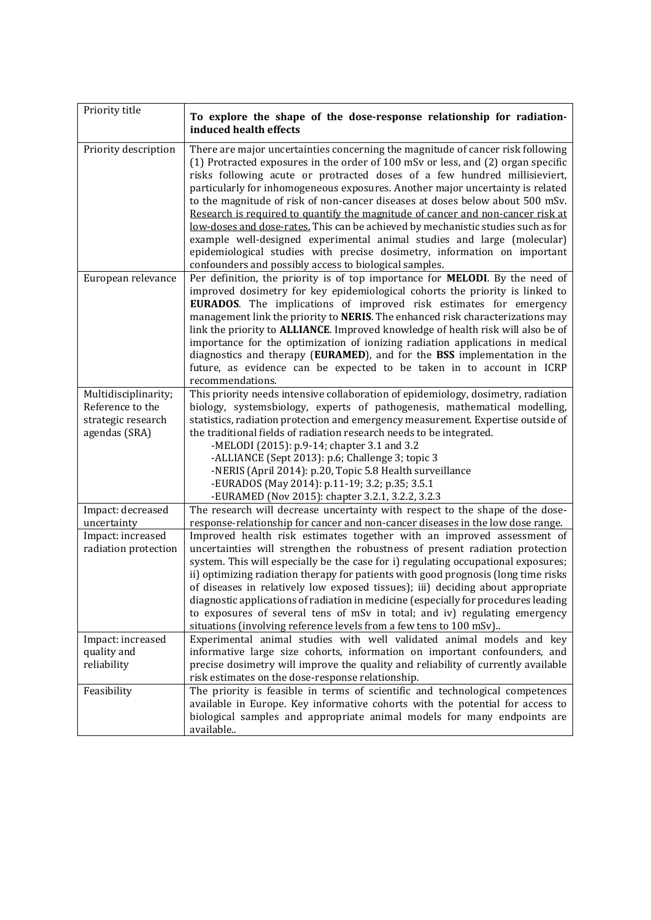| | |
|---|---|
| Priority title | **To explore the shape of the dose-response relationship for radiation-induced health effects** |
| Priority description | There are major uncertainties concerning the magnitude of cancer risk following (1) Protracted exposures in the order of 100 mSv or less, and (2) organ specific risks following acute or protracted doses of a few hundred millisieviert, particularly for inhomogeneous exposures. Another major uncertainty is related to the magnitude of risk of non-cancer diseases at doses below about 500 mSv. <u>Research is required to quantify the magnitude of cancer and non-cancer risk at low-doses and dose-rates.</u> This can be achieved by mechanistic studies such as for example well-designed experimental animal studies and large (molecular) epidemiological studies with precise dosimetry, information on important confounders and possibly access to biological samples. |
| European relevance | Per definition, the priority is of top importance for **MELODI**. By the need of improved dosimetry for key epidemiological cohorts the priority is linked to **EURADOS**. The implications of improved risk estimates for emergency management link the priority to **NERIS**. The enhanced risk characterizations may link the priority to **ALLIANCE**. Improved knowledge of health risk will also be of importance for the optimization of ionizing radiation applications in medical diagnostics and therapy (**EURAMED**), and for the **BSS** implementation in the future, as evidence can be expected to be taken in to account in ICRP recommendations. |
| Multidisciplinarity; Reference to the strategic research agendas (SRA) | This priority needs intensive collaboration of epidemiology, dosimetry, radiation biology, systemsbiology, experts of pathogenesis, mathematical modelling, statistics, radiation protection and emergency measurement. Expertise outside of the traditional fields of radiation research needs to be integrated.<br>-MELODI (2015): p.9-14; chapter 3.1 and 3.2<br>-ALLIANCE (Sept 2013): p.6; Challenge 3; topic 3<br>-NERIS (April 2014): p.20, Topic 5.8 Health surveillance<br>-EURADOS (May 2014): p.11-19; 3.2; p.35; 3.5.1<br>-EURAMED (Nov 2015): chapter 3.2.1, 3.2.2, 3.2.3 |
| Impact: decreased uncertainty | The research will decrease uncertainty with respect to the shape of the dose-response-relationship for cancer and non-cancer diseases in the low dose range. |
| Impact: increased radiation protection | Improved health risk estimates together with an improved assessment of uncertainties will strengthen the robustness of present radiation protection system. This will especially be the case for i) regulating occupational exposures; ii) optimizing radiation therapy for patients with good prognosis (long time risks of diseases in relatively low exposed tissues); iii) deciding about appropriate diagnostic applications of radiation in medicine (especially for procedures leading to exposures of several tens of mSv in total; and iv) regulating emergency situations (involving reference levels from a few tens to 100 mSv).. |
| Impact: increased quality and reliability | Experimental animal studies with well validated animal models and key informative large size cohorts, information on important confounders, and precise dosimetry will improve the quality and reliability of currently available risk estimates on the dose-response relationship. |
| Feasibility | The priority is feasible in terms of scientific and technological competences available in Europe. Key informative cohorts with the potential for access to biological samples and appropriate animal models for many endpoints are available.. |